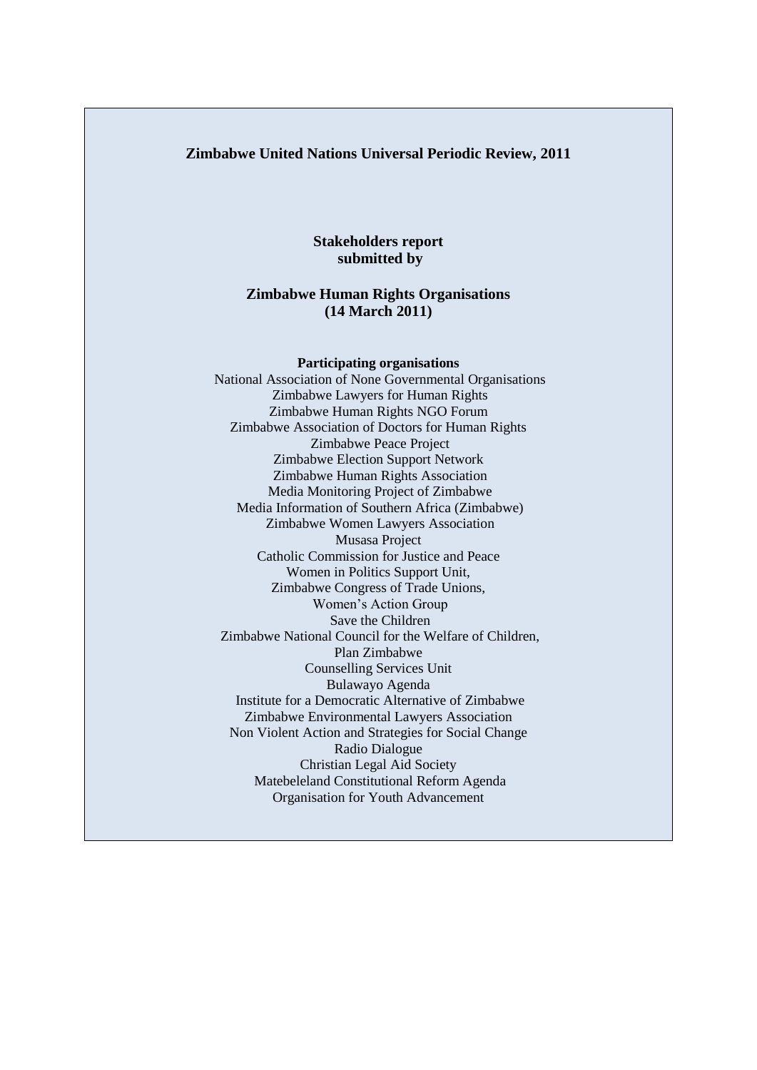**Zimbabwe United Nations Universal Periodic Review, 2011**

**Stakeholders report**
**submitted by**

**Zimbabwe Human Rights Organisations**
**(14 March 2011)**

**Participating organisations**

National Association of None Governmental Organisations
Zimbabwe Lawyers for Human Rights
Zimbabwe Human Rights NGO Forum
Zimbabwe Association of Doctors for Human Rights
Zimbabwe Peace Project
Zimbabwe Election Support Network
Zimbabwe Human Rights Association
Media Monitoring Project of Zimbabwe
Media Information of Southern Africa (Zimbabwe)
Zimbabwe Women Lawyers Association
Musasa Project
Catholic Commission for Justice and Peace
Women in Politics Support Unit,
Zimbabwe Congress of Trade Unions,
Women's Action Group
Save the Children
Zimbabwe National Council for the Welfare of Children,
Plan Zimbabwe
Counselling Services Unit
Bulawayo Agenda
Institute for a Democratic Alternative of Zimbabwe
Zimbabwe Environmental Lawyers Association
Non Violent Action and Strategies for Social Change
Radio Dialogue
Christian Legal Aid Society
Matebeleland Constitutional Reform Agenda
Organisation for Youth Advancement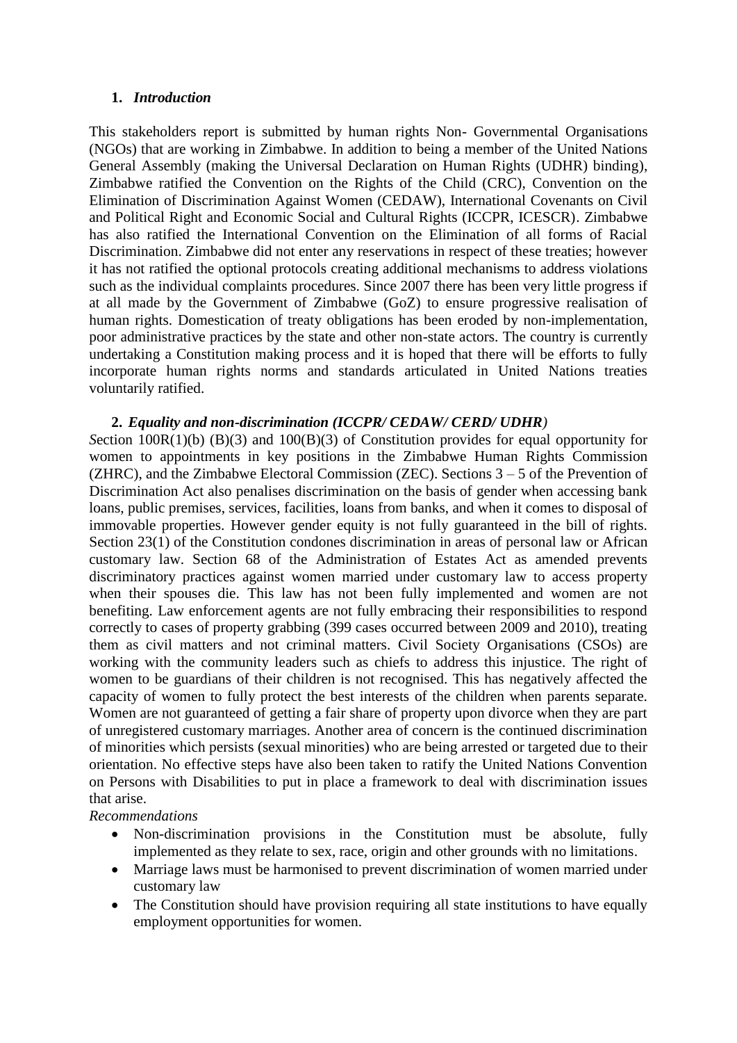## 1. *Introduction*

This stakeholders report is submitted by human rights Non- Governmental Organisations (NGOs) that are working in Zimbabwe. In addition to being a member of the United Nations General Assembly (making the Universal Declaration on Human Rights (UDHR) binding), Zimbabwe ratified the Convention on the Rights of the Child (CRC), Convention on the Elimination of Discrimination Against Women (CEDAW), International Covenants on Civil and Political Right and Economic Social and Cultural Rights (ICCPR, ICESCR). Zimbabwe has also ratified the International Convention on the Elimination of all forms of Racial Discrimination. Zimbabwe did not enter any reservations in respect of these treaties; however it has not ratified the optional protocols creating additional mechanisms to address violations such as the individual complaints procedures. Since 2007 there has been very little progress if at all made by the Government of Zimbabwe (GoZ) to ensure progressive realisation of human rights. Domestication of treaty obligations has been eroded by non-implementation, poor administrative practices by the state and other non-state actors. The country is currently undertaking a Constitution making process and it is hoped that there will be efforts to fully incorporate human rights norms and standards articulated in United Nations treaties voluntarily ratified.

## 2. *Equality and non-discrimination (ICCPR/ CEDAW/ CERD/ UDHR)*

*S*ection 100R(1)(b) (B)(3) and 100(B)(3) of Constitution provides for equal opportunity for women to appointments in key positions in the Zimbabwe Human Rights Commission (ZHRC), and the Zimbabwe Electoral Commission (ZEC). Sections 3 – 5 of the Prevention of Discrimination Act also penalises discrimination on the basis of gender when accessing bank loans, public premises, services, facilities, loans from banks, and when it comes to disposal of immovable properties. However gender equity is not fully guaranteed in the bill of rights. Section 23(1) of the Constitution condones discrimination in areas of personal law or African customary law. Section 68 of the Administration of Estates Act as amended prevents discriminatory practices against women married under customary law to access property when their spouses die. This law has not been fully implemented and women are not benefiting. Law enforcement agents are not fully embracing their responsibilities to respond correctly to cases of property grabbing (399 cases occurred between 2009 and 2010), treating them as civil matters and not criminal matters. Civil Society Organisations (CSOs) are working with the community leaders such as chiefs to address this injustice. The right of women to be guardians of their children is not recognised. This has negatively affected the capacity of women to fully protect the best interests of the children when parents separate. Women are not guaranteed of getting a fair share of property upon divorce when they are part of unregistered customary marriages. Another area of concern is the continued discrimination of minorities which persists (sexual minorities) who are being arrested or targeted due to their orientation. No effective steps have also been taken to ratify the United Nations Convention on Persons with Disabilities to put in place a framework to deal with discrimination issues that arise.

*Recommendations*

- Non-discrimination provisions in the Constitution must be absolute, fully implemented as they relate to sex, race, origin and other grounds with no limitations.
- Marriage laws must be harmonised to prevent discrimination of women married under customary law
- The Constitution should have provision requiring all state institutions to have equally employment opportunities for women.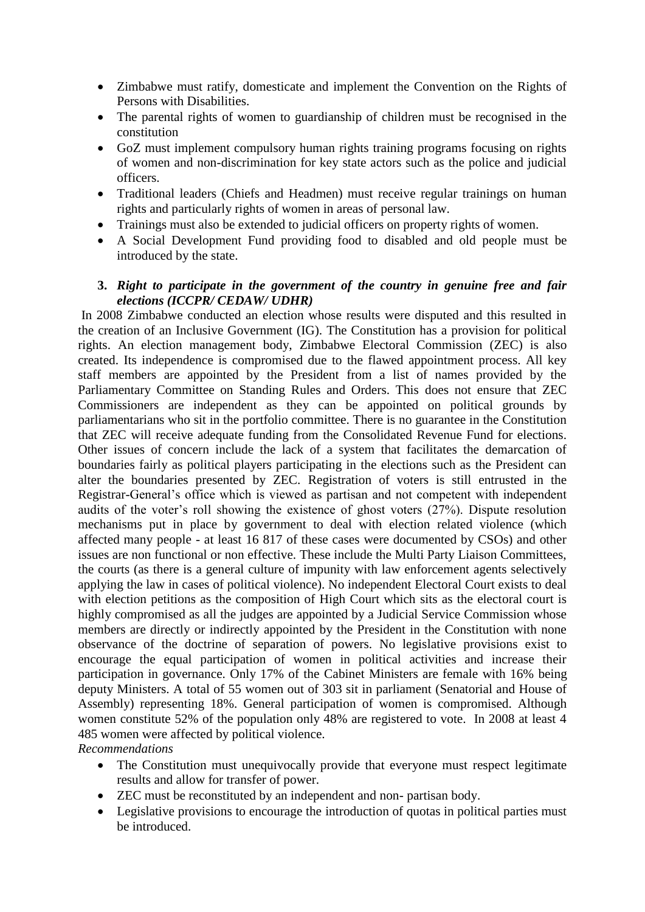- Zimbabwe must ratify, domesticate and implement the Convention on the Rights of Persons with Disabilities.
- The parental rights of women to guardianship of children must be recognised in the constitution
- GoZ must implement compulsory human rights training programs focusing on rights of women and non-discrimination for key state actors such as the police and judicial officers.
- Traditional leaders (Chiefs and Headmen) must receive regular trainings on human rights and particularly rights of women in areas of personal law.
- Trainings must also be extended to judicial officers on property rights of women.
- A Social Development Fund providing food to disabled and old people must be introduced by the state.

### 3. *Right to participate in the government of the country in genuine free and fair elections (ICCPR/ CEDAW/ UDHR)*

In 2008 Zimbabwe conducted an election whose results were disputed and this resulted in the creation of an Inclusive Government (IG). The Constitution has a provision for political rights. An election management body, Zimbabwe Electoral Commission (ZEC) is also created. Its independence is compromised due to the flawed appointment process. All key staff members are appointed by the President from a list of names provided by the Parliamentary Committee on Standing Rules and Orders. This does not ensure that ZEC Commissioners are independent as they can be appointed on political grounds by parliamentarians who sit in the portfolio committee. There is no guarantee in the Constitution that ZEC will receive adequate funding from the Consolidated Revenue Fund for elections. Other issues of concern include the lack of a system that facilitates the demarcation of boundaries fairly as political players participating in the elections such as the President can alter the boundaries presented by ZEC. Registration of voters is still entrusted in the Registrar-General's office which is viewed as partisan and not competent with independent audits of the voter's roll showing the existence of ghost voters (27%). Dispute resolution mechanisms put in place by government to deal with election related violence (which affected many people - at least 16 817 of these cases were documented by CSOs) and other issues are non functional or non effective. These include the Multi Party Liaison Committees, the courts (as there is a general culture of impunity with law enforcement agents selectively applying the law in cases of political violence). No independent Electoral Court exists to deal with election petitions as the composition of High Court which sits as the electoral court is highly compromised as all the judges are appointed by a Judicial Service Commission whose members are directly or indirectly appointed by the President in the Constitution with none observance of the doctrine of separation of powers. No legislative provisions exist to encourage the equal participation of women in political activities and increase their participation in governance. Only 17% of the Cabinet Ministers are female with 16% being deputy Ministers. A total of 55 women out of 303 sit in parliament (Senatorial and House of Assembly) representing 18%. General participation of women is compromised. Although women constitute 52% of the population only 48% are registered to vote. In 2008 at least 4 485 women were affected by political violence.

*Recommendations*

- The Constitution must unequivocally provide that everyone must respect legitimate results and allow for transfer of power.
- ZEC must be reconstituted by an independent and non- partisan body.
- Legislative provisions to encourage the introduction of quotas in political parties must be introduced.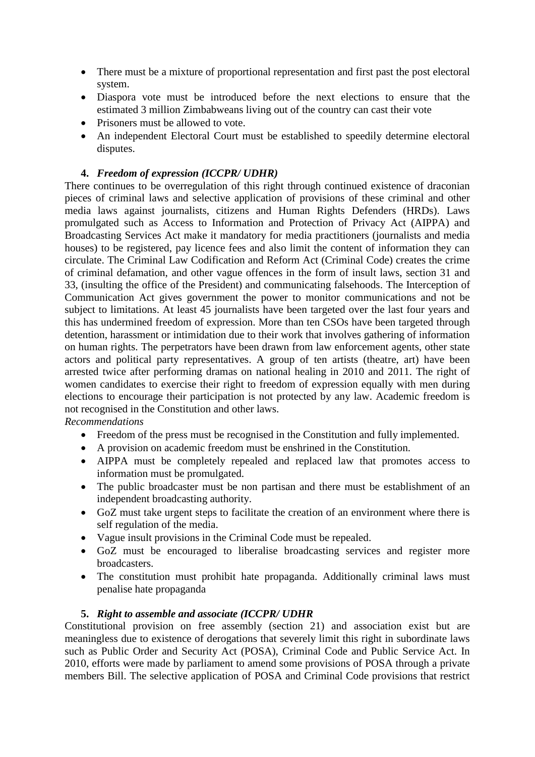- There must be a mixture of proportional representation and first past the post electoral system.
- Diaspora vote must be introduced before the next elections to ensure that the estimated 3 million Zimbabweans living out of the country can cast their vote
- Prisoners must be allowed to vote.
- An independent Electoral Court must be established to speedily determine electoral disputes.

**4. *Freedom of expression (ICCPR/ UDHR)***

There continues to be overregulation of this right through continued existence of draconian pieces of criminal laws and selective application of provisions of these criminal and other media laws against journalists, citizens and Human Rights Defenders (HRDs). Laws promulgated such as Access to Information and Protection of Privacy Act (AIPPA) and Broadcasting Services Act make it mandatory for media practitioners (journalists and media houses) to be registered, pay licence fees and also limit the content of information they can circulate. The Criminal Law Codification and Reform Act (Criminal Code) creates the crime of criminal defamation, and other vague offences in the form of insult laws, section 31 and 33, (insulting the office of the President) and communicating falsehoods. The Interception of Communication Act gives government the power to monitor communications and not be subject to limitations. At least 45 journalists have been targeted over the last four years and this has undermined freedom of expression. More than ten CSOs have been targeted through detention, harassment or intimidation due to their work that involves gathering of information on human rights. The perpetrators have been drawn from law enforcement agents, other state actors and political party representatives. A group of ten artists (theatre, art) have been arrested twice after performing dramas on national healing in 2010 and 2011. The right of women candidates to exercise their right to freedom of expression equally with men during elections to encourage their participation is not protected by any law. Academic freedom is not recognised in the Constitution and other laws.

*Recommendations*

- Freedom of the press must be recognised in the Constitution and fully implemented.
- A provision on academic freedom must be enshrined in the Constitution.
- AIPPA must be completely repealed and replaced law that promotes access to information must be promulgated.
- The public broadcaster must be non partisan and there must be establishment of an independent broadcasting authority.
- GoZ must take urgent steps to facilitate the creation of an environment where there is self regulation of the media.
- Vague insult provisions in the Criminal Code must be repealed.
- GoZ must be encouraged to liberalise broadcasting services and register more broadcasters.
- The constitution must prohibit hate propaganda. Additionally criminal laws must penalise hate propaganda

**5. *Right to assemble and associate (ICCPR/ UDHR***

Constitutional provision on free assembly (section 21) and association exist but are meaningless due to existence of derogations that severely limit this right in subordinate laws such as Public Order and Security Act (POSA), Criminal Code and Public Service Act. In 2010, efforts were made by parliament to amend some provisions of POSA through a private members Bill. The selective application of POSA and Criminal Code provisions that restrict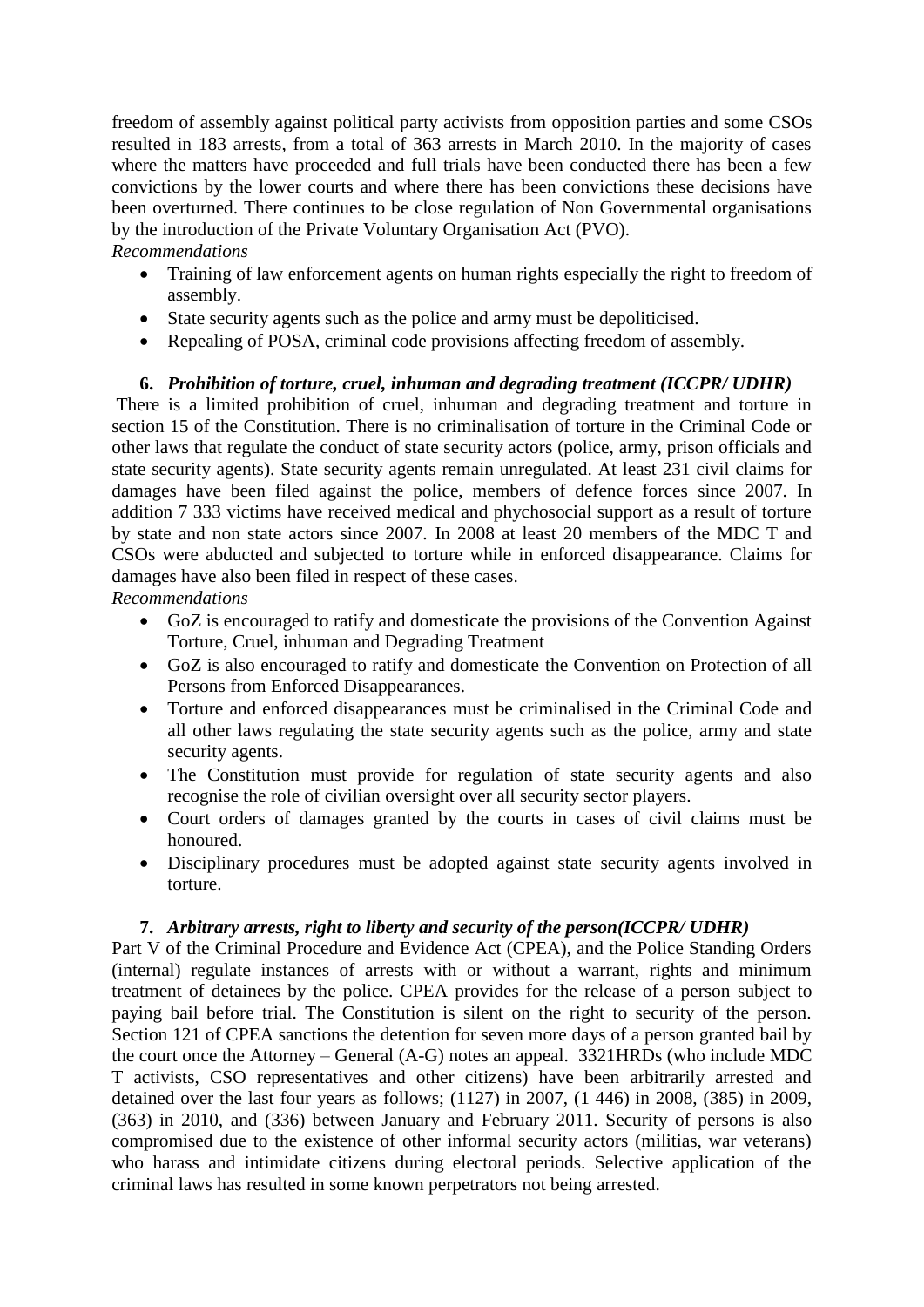freedom of assembly against political party activists from opposition parties and some CSOs resulted in 183 arrests, from a total of 363 arrests in March 2010. In the majority of cases where the matters have proceeded and full trials have been conducted there has been a few convictions by the lower courts and where there has been convictions these decisions have been overturned. There continues to be close regulation of Non Governmental organisations by the introduction of the Private Voluntary Organisation Act (PVO).

*Recommendations*

- Training of law enforcement agents on human rights especially the right to freedom of assembly.
- State security agents such as the police and army must be depoliticised.
- Repealing of POSA, criminal code provisions affecting freedom of assembly.

**6. *Prohibition of torture, cruel, inhuman and degrading treatment (ICCPR/ UDHR)***

There is a limited prohibition of cruel, inhuman and degrading treatment and torture in section 15 of the Constitution. There is no criminalisation of torture in the Criminal Code or other laws that regulate the conduct of state security actors (police, army, prison officials and state security agents). State security agents remain unregulated. At least 231 civil claims for damages have been filed against the police, members of defence forces since 2007. In addition 7 333 victims have received medical and phychosocial support as a result of torture by state and non state actors since 2007. In 2008 at least 20 members of the MDC T and CSOs were abducted and subjected to torture while in enforced disappearance. Claims for damages have also been filed in respect of these cases.

*Recommendations*

- GoZ is encouraged to ratify and domesticate the provisions of the Convention Against Torture, Cruel, inhuman and Degrading Treatment
- GoZ is also encouraged to ratify and domesticate the Convention on Protection of all Persons from Enforced Disappearances.
- Torture and enforced disappearances must be criminalised in the Criminal Code and all other laws regulating the state security agents such as the police, army and state security agents.
- The Constitution must provide for regulation of state security agents and also recognise the role of civilian oversight over all security sector players.
- Court orders of damages granted by the courts in cases of civil claims must be honoured.
- Disciplinary procedures must be adopted against state security agents involved in torture.

**7. *Arbitrary arrests, right to liberty and security of the person(ICCPR/ UDHR)***

Part V of the Criminal Procedure and Evidence Act (CPEA), and the Police Standing Orders (internal) regulate instances of arrests with or without a warrant, rights and minimum treatment of detainees by the police. CPEA provides for the release of a person subject to paying bail before trial. The Constitution is silent on the right to security of the person. Section 121 of CPEA sanctions the detention for seven more days of a person granted bail by the court once the Attorney – General (A-G) notes an appeal. 3321HRDs (who include MDC T activists, CSO representatives and other citizens) have been arbitrarily arrested and detained over the last four years as follows; (1127) in 2007, (1 446) in 2008, (385) in 2009, (363) in 2010, and (336) between January and February 2011. Security of persons is also compromised due to the existence of other informal security actors (militias, war veterans) who harass and intimidate citizens during electoral periods. Selective application of the criminal laws has resulted in some known perpetrators not being arrested.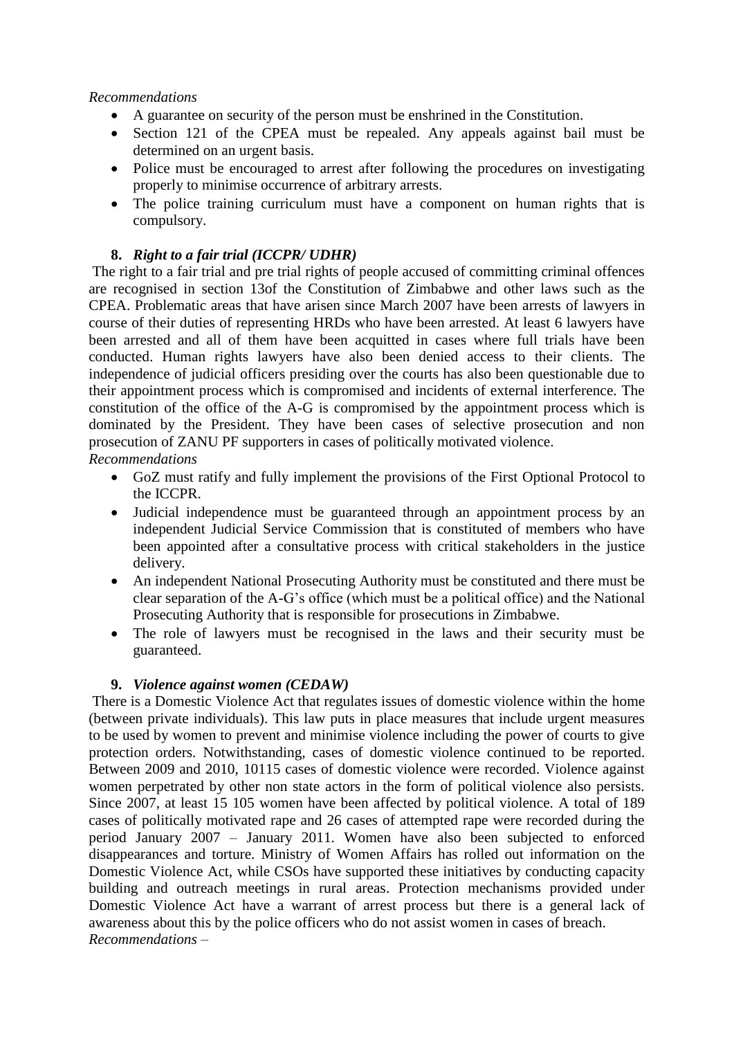*Recommendations*

- A guarantee on security of the person must be enshrined in the Constitution.
- Section 121 of the CPEA must be repealed. Any appeals against bail must be determined on an urgent basis.
- Police must be encouraged to arrest after following the procedures on investigating properly to minimise occurrence of arbitrary arrests.
- The police training curriculum must have a component on human rights that is compulsory.

## 8. *Right to a fair trial (ICCPR/ UDHR)*

The right to a fair trial and pre trial rights of people accused of committing criminal offences are recognised in section 13of the Constitution of Zimbabwe and other laws such as the CPEA. Problematic areas that have arisen since March 2007 have been arrests of lawyers in course of their duties of representing HRDs who have been arrested. At least 6 lawyers have been arrested and all of them have been acquitted in cases where full trials have been conducted. Human rights lawyers have also been denied access to their clients. The independence of judicial officers presiding over the courts has also been questionable due to their appointment process which is compromised and incidents of external interference. The constitution of the office of the A-G is compromised by the appointment process which is dominated by the President. They have been cases of selective prosecution and non prosecution of ZANU PF supporters in cases of politically motivated violence.

*Recommendations*

- GoZ must ratify and fully implement the provisions of the First Optional Protocol to the ICCPR.
- Judicial independence must be guaranteed through an appointment process by an independent Judicial Service Commission that is constituted of members who have been appointed after a consultative process with critical stakeholders in the justice delivery.
- An independent National Prosecuting Authority must be constituted and there must be clear separation of the A-G's office (which must be a political office) and the National Prosecuting Authority that is responsible for prosecutions in Zimbabwe.
- The role of lawyers must be recognised in the laws and their security must be guaranteed.

## 9. *Violence against women (CEDAW)*

There is a Domestic Violence Act that regulates issues of domestic violence within the home (between private individuals). This law puts in place measures that include urgent measures to be used by women to prevent and minimise violence including the power of courts to give protection orders. Notwithstanding, cases of domestic violence continued to be reported. Between 2009 and 2010, 10115 cases of domestic violence were recorded. Violence against women perpetrated by other non state actors in the form of political violence also persists. Since 2007, at least 15 105 women have been affected by political violence. A total of 189 cases of politically motivated rape and 26 cases of attempted rape were recorded during the period January 2007 – January 2011. Women have also been subjected to enforced disappearances and torture. Ministry of Women Affairs has rolled out information on the Domestic Violence Act, while CSOs have supported these initiatives by conducting capacity building and outreach meetings in rural areas. Protection mechanisms provided under Domestic Violence Act have a warrant of arrest process but there is a general lack of awareness about this by the police officers who do not assist women in cases of breach.

*Recommendations* –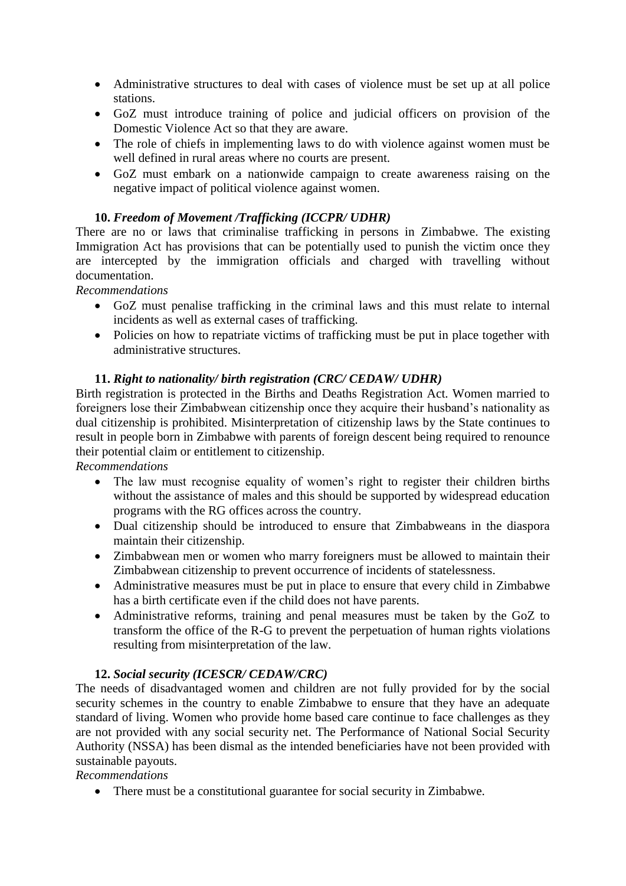- Administrative structures to deal with cases of violence must be set up at all police stations.
- GoZ must introduce training of police and judicial officers on provision of the Domestic Violence Act so that they are aware.
- The role of chiefs in implementing laws to do with violence against women must be well defined in rural areas where no courts are present.
- GoZ must embark on a nationwide campaign to create awareness raising on the negative impact of political violence against women.

**10.** ***Freedom of Movement /Trafficking (ICCPR/ UDHR)***

There are no or laws that criminalise trafficking in persons in Zimbabwe. The existing Immigration Act has provisions that can be potentially used to punish the victim once they are intercepted by the immigration officials and charged with travelling without documentation.

*Recommendations*

- GoZ must penalise trafficking in the criminal laws and this must relate to internal incidents as well as external cases of trafficking.
- Policies on how to repatriate victims of trafficking must be put in place together with administrative structures.

**11.** ***Right to nationality/ birth registration (CRC/ CEDAW/ UDHR)***

Birth registration is protected in the Births and Deaths Registration Act. Women married to foreigners lose their Zimbabwean citizenship once they acquire their husband's nationality as dual citizenship is prohibited. Misinterpretation of citizenship laws by the State continues to result in people born in Zimbabwe with parents of foreign descent being required to renounce their potential claim or entitlement to citizenship.

*Recommendations*

- The law must recognise equality of women's right to register their children births without the assistance of males and this should be supported by widespread education programs with the RG offices across the country.
- Dual citizenship should be introduced to ensure that Zimbabweans in the diaspora maintain their citizenship.
- Zimbabwean men or women who marry foreigners must be allowed to maintain their Zimbabwean citizenship to prevent occurrence of incidents of statelessness.
- Administrative measures must be put in place to ensure that every child in Zimbabwe has a birth certificate even if the child does not have parents.
- Administrative reforms, training and penal measures must be taken by the GoZ to transform the office of the R-G to prevent the perpetuation of human rights violations resulting from misinterpretation of the law.

**12.** ***Social security (ICESCR/ CEDAW/CRC)***

The needs of disadvantaged women and children are not fully provided for by the social security schemes in the country to enable Zimbabwe to ensure that they have an adequate standard of living. Women who provide home based care continue to face challenges as they are not provided with any social security net. The Performance of National Social Security Authority (NSSA) has been dismal as the intended beneficiaries have not been provided with sustainable payouts.

*Recommendations*

- There must be a constitutional guarantee for social security in Zimbabwe.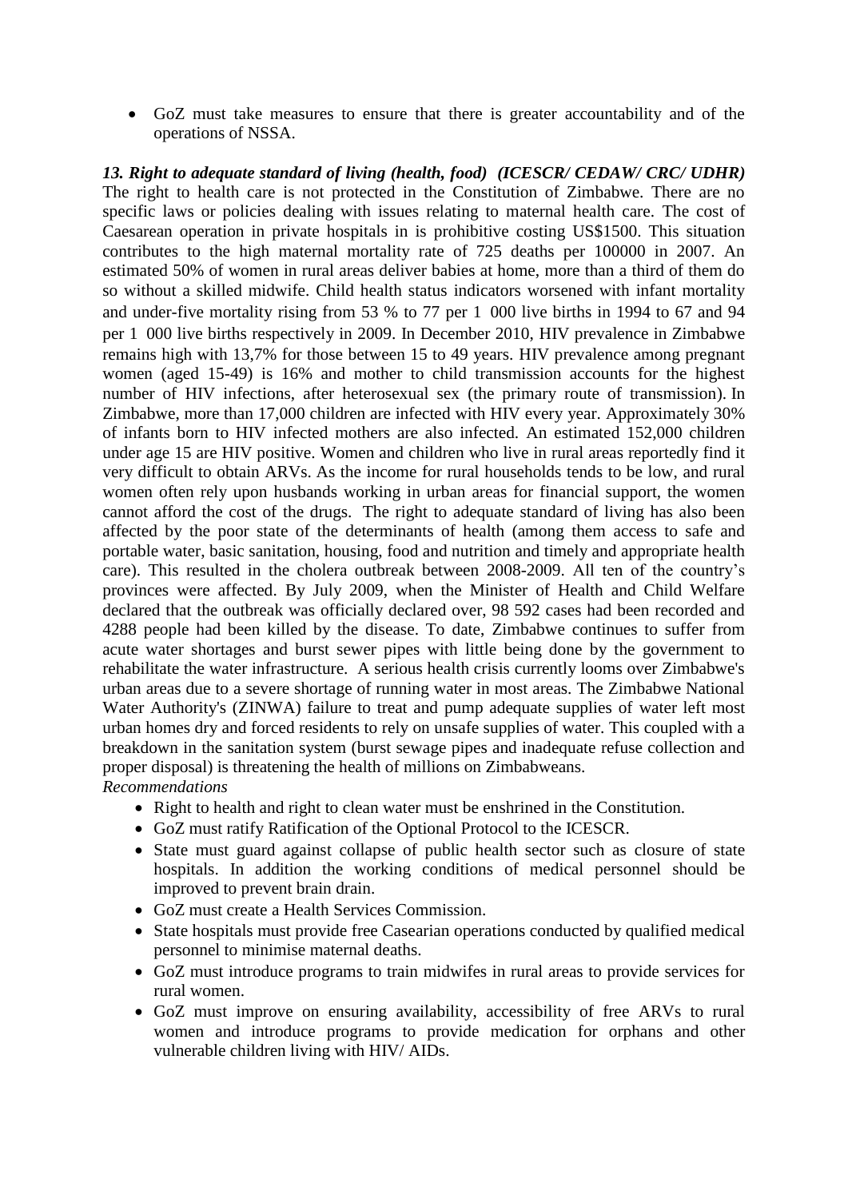- GoZ must take measures to ensure that there is greater accountability and of the operations of NSSA.

***13. Right to adequate standard of living (health, food) (ICESCR/ CEDAW/ CRC/ UDHR)***

The right to health care is not protected in the Constitution of Zimbabwe. There are no specific laws or policies dealing with issues relating to maternal health care. The cost of Caesarean operation in private hospitals in is prohibitive costing US$1500. This situation contributes to the high maternal mortality rate of 725 deaths per 100000 in 2007. An estimated 50% of women in rural areas deliver babies at home, more than a third of them do so without a skilled midwife. Child health status indicators worsened with infant mortality and under-five mortality rising from 53 % to 77 per 1 000 live births in 1994 to 67 and 94 per 1 000 live births respectively in 2009. In December 2010, HIV prevalence in Zimbabwe remains high with 13,7% for those between 15 to 49 years. HIV prevalence among pregnant women (aged 15-49) is 16% and mother to child transmission accounts for the highest number of HIV infections, after heterosexual sex (the primary route of transmission). In Zimbabwe, more than 17,000 children are infected with HIV every year. Approximately 30% of infants born to HIV infected mothers are also infected. An estimated 152,000 children under age 15 are HIV positive. Women and children who live in rural areas reportedly find it very difficult to obtain ARVs. As the income for rural households tends to be low, and rural women often rely upon husbands working in urban areas for financial support, the women cannot afford the cost of the drugs. The right to adequate standard of living has also been affected by the poor state of the determinants of health (among them access to safe and portable water, basic sanitation, housing, food and nutrition and timely and appropriate health care). This resulted in the cholera outbreak between 2008-2009. All ten of the country's provinces were affected. By July 2009, when the Minister of Health and Child Welfare declared that the outbreak was officially declared over, 98 592 cases had been recorded and 4288 people had been killed by the disease. To date, Zimbabwe continues to suffer from acute water shortages and burst sewer pipes with little being done by the government to rehabilitate the water infrastructure. A serious health crisis currently looms over Zimbabwe's urban areas due to a severe shortage of running water in most areas. The Zimbabwe National Water Authority's (ZINWA) failure to treat and pump adequate supplies of water left most urban homes dry and forced residents to rely on unsafe supplies of water. This coupled with a breakdown in the sanitation system (burst sewage pipes and inadequate refuse collection and proper disposal) is threatening the health of millions on Zimbabweans.

*Recommendations*

- Right to health and right to clean water must be enshrined in the Constitution.
- GoZ must ratify Ratification of the Optional Protocol to the ICESCR.
- State must guard against collapse of public health sector such as closure of state hospitals. In addition the working conditions of medical personnel should be improved to prevent brain drain.
- GoZ must create a Health Services Commission.
- State hospitals must provide free Casearian operations conducted by qualified medical personnel to minimise maternal deaths.
- GoZ must introduce programs to train midwifes in rural areas to provide services for rural women.
- GoZ must improve on ensuring availability, accessibility of free ARVs to rural women and introduce programs to provide medication for orphans and other vulnerable children living with HIV/ AIDs.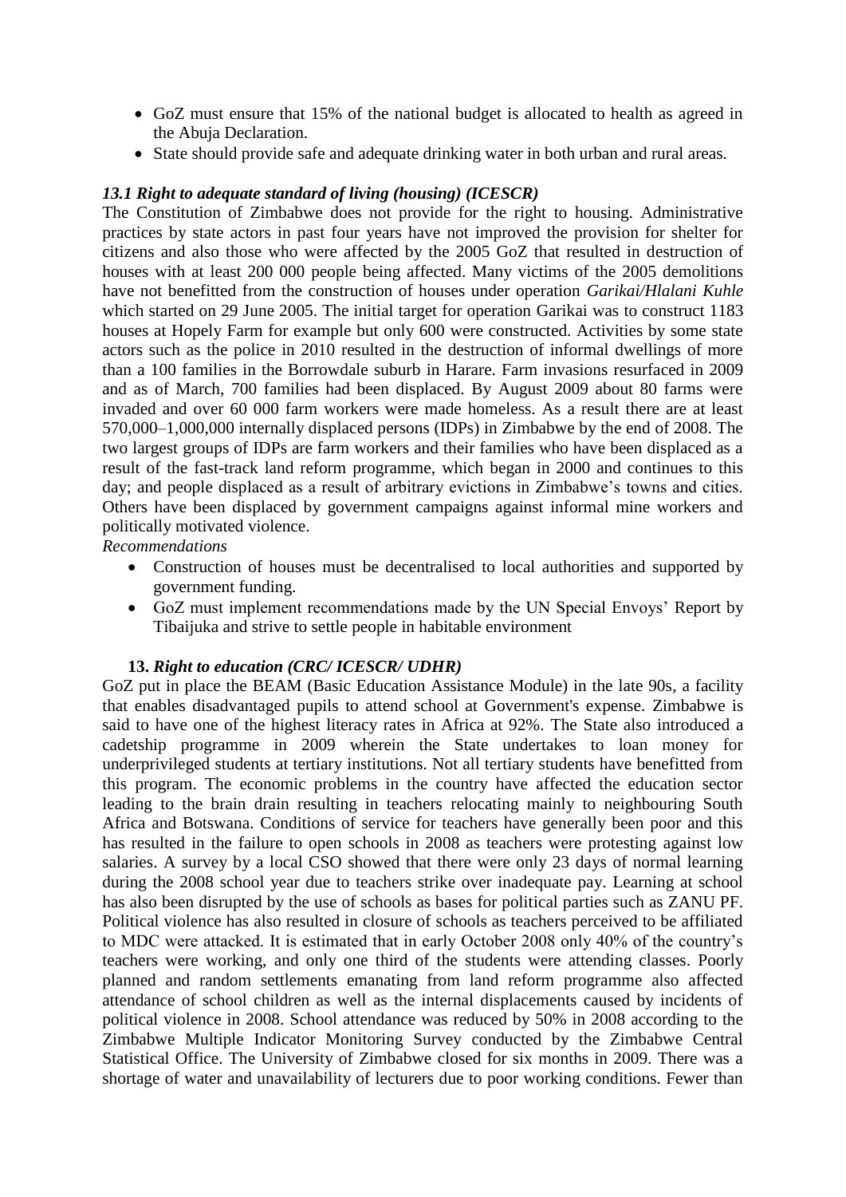- GoZ must ensure that 15% of the national budget is allocated to health as agreed in the Abuja Declaration.
- State should provide safe and adequate drinking water in both urban and rural areas.

### *13.1 Right to adequate standard of living (housing) (ICESCR)*

The Constitution of Zimbabwe does not provide for the right to housing. Administrative practices by state actors in past four years have not improved the provision for shelter for citizens and also those who were affected by the 2005 GoZ that resulted in destruction of houses with at least 200 000 people being affected. Many victims of the 2005 demolitions have not benefitted from the construction of houses under operation *Garikai/Hlalani Kuhle* which started on 29 June 2005. The initial target for operation Garikai was to construct 1183 houses at Hopely Farm for example but only 600 were constructed. Activities by some state actors such as the police in 2010 resulted in the destruction of informal dwellings of more than a 100 families in the Borrowdale suburb in Harare. Farm invasions resurfaced in 2009 and as of March, 700 families had been displaced. By August 2009 about 80 farms were invaded and over 60 000 farm workers were made homeless. As a result there are at least 570,000–1,000,000 internally displaced persons (IDPs) in Zimbabwe by the end of 2008. The two largest groups of IDPs are farm workers and their families who have been displaced as a result of the fast-track land reform programme, which began in 2000 and continues to this day; and people displaced as a result of arbitrary evictions in Zimbabwe's towns and cities. Others have been displaced by government campaigns against informal mine workers and politically motivated violence.

*Recommendations*

- Construction of houses must be decentralised to local authorities and supported by government funding.
- GoZ must implement recommendations made by the UN Special Envoys' Report by Tibaijuka and strive to settle people in habitable environment

### 13. *Right to education (CRC/ ICESCR/ UDHR)*

GoZ put in place the BEAM (Basic Education Assistance Module) in the late 90s, a facility that enables disadvantaged pupils to attend school at Government's expense. Zimbabwe is said to have one of the highest literacy rates in Africa at 92%. The State also introduced a cadetship programme in 2009 wherein the State undertakes to loan money for underprivileged students at tertiary institutions. Not all tertiary students have benefitted from this program. The economic problems in the country have affected the education sector leading to the brain drain resulting in teachers relocating mainly to neighbouring South Africa and Botswana. Conditions of service for teachers have generally been poor and this has resulted in the failure to open schools in 2008 as teachers were protesting against low salaries. A survey by a local CSO showed that there were only 23 days of normal learning during the 2008 school year due to teachers strike over inadequate pay. Learning at school has also been disrupted by the use of schools as bases for political parties such as ZANU PF. Political violence has also resulted in closure of schools as teachers perceived to be affiliated to MDC were attacked. It is estimated that in early October 2008 only 40% of the country's teachers were working, and only one third of the students were attending classes. Poorly planned and random settlements emanating from land reform programme also affected attendance of school children as well as the internal displacements caused by incidents of political violence in 2008. School attendance was reduced by 50% in 2008 according to the Zimbabwe Multiple Indicator Monitoring Survey conducted by the Zimbabwe Central Statistical Office. The University of Zimbabwe closed for six months in 2009. There was a shortage of water and unavailability of lecturers due to poor working conditions. Fewer than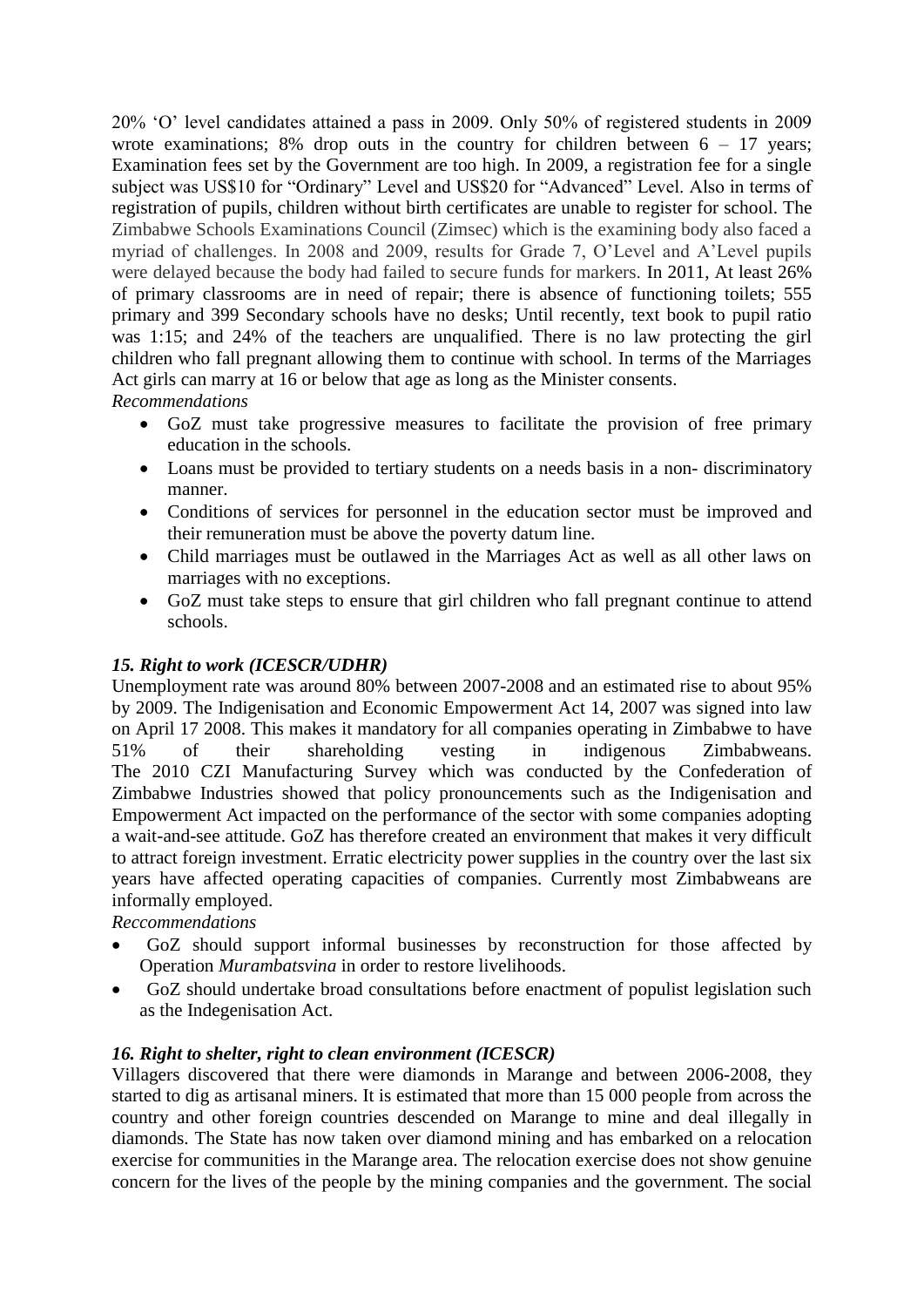20% 'O' level candidates attained a pass in 2009. Only 50% of registered students in 2009 wrote examinations; 8% drop outs in the country for children between 6 – 17 years; Examination fees set by the Government are too high. In 2009, a registration fee for a single subject was US$10 for "Ordinary" Level and US$20 for "Advanced" Level. Also in terms of registration of pupils, children without birth certificates are unable to register for school. The Zimbabwe Schools Examinations Council (Zimsec) which is the examining body also faced a myriad of challenges. In 2008 and 2009, results for Grade 7, O'Level and A'Level pupils were delayed because the body had failed to secure funds for markers. In 2011, At least 26% of primary classrooms are in need of repair; there is absence of functioning toilets; 555 primary and 399 Secondary schools have no desks; Until recently, text book to pupil ratio was 1:15; and 24% of the teachers are unqualified. There is no law protecting the girl children who fall pregnant allowing them to continue with school. In terms of the Marriages Act girls can marry at 16 or below that age as long as the Minister consents.

*Recommendations*

- GoZ must take progressive measures to facilitate the provision of free primary education in the schools.
- Loans must be provided to tertiary students on a needs basis in a non- discriminatory manner.
- Conditions of services for personnel in the education sector must be improved and their remuneration must be above the poverty datum line.
- Child marriages must be outlawed in the Marriages Act as well as all other laws on marriages with no exceptions.
- GoZ must take steps to ensure that girl children who fall pregnant continue to attend schools.

### *15. Right to work (ICESCR/UDHR)*

Unemployment rate was around 80% between 2007-2008 and an estimated rise to about 95% by 2009. The Indigenisation and Economic Empowerment Act 14, 2007 was signed into law on April 17 2008. This makes it mandatory for all companies operating in Zimbabwe to have 51% of their shareholding vesting in indigenous Zimbabweans. The 2010 CZI Manufacturing Survey which was conducted by the Confederation of Zimbabwe Industries showed that policy pronouncements such as the Indigenisation and Empowerment Act impacted on the performance of the sector with some companies adopting a wait-and-see attitude. GoZ has therefore created an environment that makes it very difficult to attract foreign investment. Erratic electricity power supplies in the country over the last six years have affected operating capacities of companies. Currently most Zimbabweans are informally employed.

*Reccommendations*

- GoZ should support informal businesses by reconstruction for those affected by Operation *Murambatsvina* in order to restore livelihoods.
- GoZ should undertake broad consultations before enactment of populist legislation such as the Indegenisation Act.

### *16. Right to shelter, right to clean environment (ICESCR)*

Villagers discovered that there were diamonds in Marange and between 2006-2008, they started to dig as artisanal miners. It is estimated that more than 15 000 people from across the country and other foreign countries descended on Marange to mine and deal illegally in diamonds. The State has now taken over diamond mining and has embarked on a relocation exercise for communities in the Marange area. The relocation exercise does not show genuine concern for the lives of the people by the mining companies and the government. The social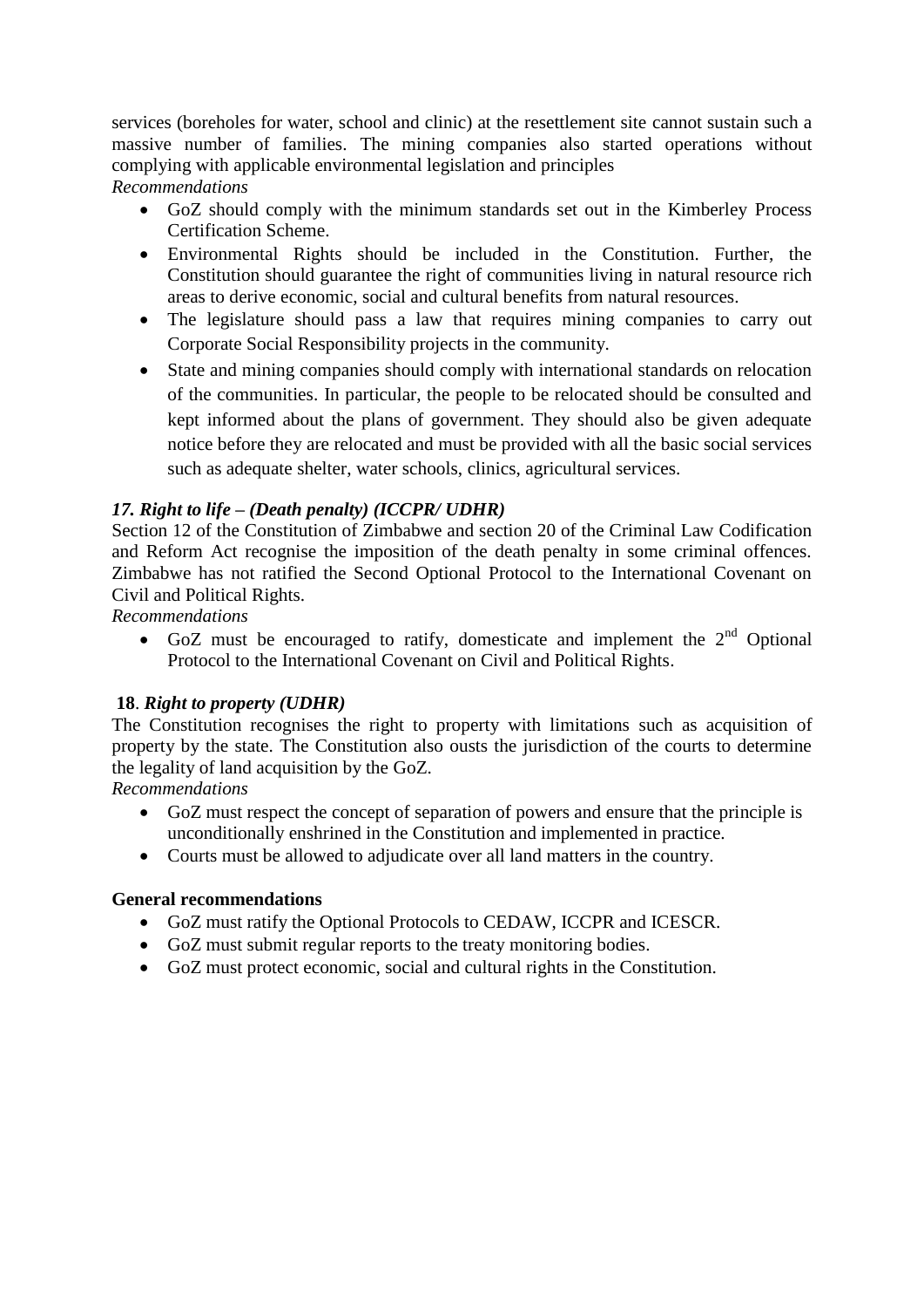services (boreholes for water, school and clinic) at the resettlement site cannot sustain such a massive number of families. The mining companies also started operations without complying with applicable environmental legislation and principles

*Recommendations*

- GoZ should comply with the minimum standards set out in the Kimberley Process Certification Scheme.
- Environmental Rights should be included in the Constitution. Further, the Constitution should guarantee the right of communities living in natural resource rich areas to derive economic, social and cultural benefits from natural resources.
- The legislature should pass a law that requires mining companies to carry out Corporate Social Responsibility projects in the community.
- State and mining companies should comply with international standards on relocation of the communities. In particular, the people to be relocated should be consulted and kept informed about the plans of government. They should also be given adequate notice before they are relocated and must be provided with all the basic social services such as adequate shelter, water schools, clinics, agricultural services.

### *17. Right to life – (Death penalty) (ICCPR/ UDHR)*

Section 12 of the Constitution of Zimbabwe and section 20 of the Criminal Law Codification and Reform Act recognise the imposition of the death penalty in some criminal offences. Zimbabwe has not ratified the Second Optional Protocol to the International Covenant on Civil and Political Rights.

*Recommendations*

- GoZ must be encouraged to ratify, domesticate and implement the 2nd Optional Protocol to the International Covenant on Civil and Political Rights.

### **18**. *Right to property (UDHR)*

The Constitution recognises the right to property with limitations such as acquisition of property by the state. The Constitution also ousts the jurisdiction of the courts to determine the legality of land acquisition by the GoZ.

*Recommendations*

- GoZ must respect the concept of separation of powers and ensure that the principle is unconditionally enshrined in the Constitution and implemented in practice.
- Courts must be allowed to adjudicate over all land matters in the country.

### General recommendations

- GoZ must ratify the Optional Protocols to CEDAW, ICCPR and ICESCR.
- GoZ must submit regular reports to the treaty monitoring bodies.
- GoZ must protect economic, social and cultural rights in the Constitution.